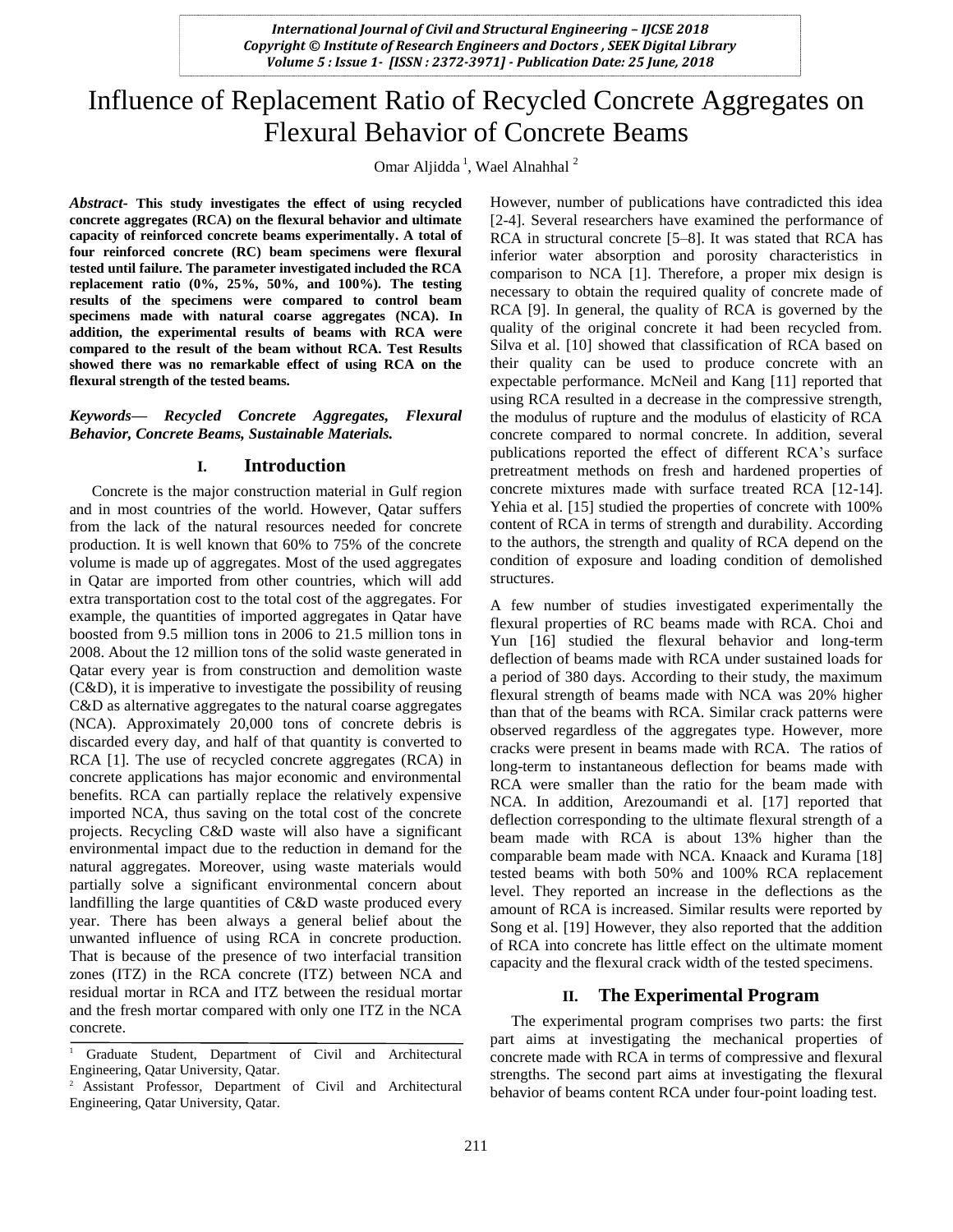# Influence of Replacement Ratio of Recycled Concrete Aggregates on Flexural Behavior of Concrete Beams

Omar Aljidda [1], Wael Alnahhal [2]

***Abstract-*** **This study investigates the effect of using recycled concrete aggregates (RCA) on the flexural behavior and ultimate capacity of reinforced concrete beams experimentally. A total of four reinforced concrete (RC) beam specimens were flexural tested until failure. The parameter investigated included the RCA replacement ratio (0%, 25%, 50%, and 100%). The testing results of the specimens were compared to control beam specimens made with natural coarse aggregates (NCA). In addition, the experimental results of beams with RCA were compared to the result of the beam without RCA. Test Results showed there was no remarkable effect of using RCA on the flexural strength of the tested beams.**

***Keywords— Recycled Concrete Aggregates, Flexural Behavior, Concrete Beams, Sustainable Materials.***

## I. Introduction

Concrete is the major construction material in Gulf region and in most countries of the world. However, Qatar suffers from the lack of the natural resources needed for concrete production. It is well known that 60% to 75% of the concrete volume is made up of aggregates. Most of the used aggregates in Qatar are imported from other countries, which will add extra transportation cost to the total cost of the aggregates. For example, the quantities of imported aggregates in Qatar have boosted from 9.5 million tons in 2006 to 21.5 million tons in 2008. About the 12 million tons of the solid waste generated in Qatar every year is from construction and demolition waste (C&D), it is imperative to investigate the possibility of reusing C&D as alternative aggregates to the natural coarse aggregates (NCA). Approximately 20,000 tons of concrete debris is discarded every day, and half of that quantity is converted to RCA [1]. The use of recycled concrete aggregates (RCA) in concrete applications has major economic and environmental benefits. RCA can partially replace the relatively expensive imported NCA, thus saving on the total cost of the concrete projects. Recycling C&D waste will also have a significant environmental impact due to the reduction in demand for the natural aggregates. Moreover, using waste materials would partially solve a significant environmental concern about landfilling the large quantities of C&D waste produced every year. There has been always a general belief about the unwanted influence of using RCA in concrete production. That is because of the presence of two interfacial transition zones (ITZ) in the RCA concrete (ITZ) between NCA and residual mortar in RCA and ITZ between the residual mortar and the fresh mortar compared with only one ITZ in the NCA concrete.

However, number of publications have contradicted this idea [2-4]. Several researchers have examined the performance of RCA in structural concrete [5–8]. It was stated that RCA has inferior water absorption and porosity characteristics in comparison to NCA [1]. Therefore, a proper mix design is necessary to obtain the required quality of concrete made of RCA [9]. In general, the quality of RCA is governed by the quality of the original concrete it had been recycled from. Silva et al. [10] showed that classification of RCA based on their quality can be used to produce concrete with an expectable performance. McNeil and Kang [11] reported that using RCA resulted in a decrease in the compressive strength, the modulus of rupture and the modulus of elasticity of RCA concrete compared to normal concrete. In addition, several publications reported the effect of different RCA's surface pretreatment methods on fresh and hardened properties of concrete mixtures made with surface treated RCA [12-14]. Yehia et al. [15] studied the properties of concrete with 100% content of RCA in terms of strength and durability. According to the authors, the strength and quality of RCA depend on the condition of exposure and loading condition of demolished structures.

A few number of studies investigated experimentally the flexural properties of RC beams made with RCA. Choi and Yun [16] studied the flexural behavior and long-term deflection of beams made with RCA under sustained loads for a period of 380 days. According to their study, the maximum flexural strength of beams made with NCA was 20% higher than that of the beams with RCA. Similar crack patterns were observed regardless of the aggregates type. However, more cracks were present in beams made with RCA. The ratios of long-term to instantaneous deflection for beams made with RCA were smaller than the ratio for the beam made with NCA. In addition, Arezoumandi et al. [17] reported that deflection corresponding to the ultimate flexural strength of a beam made with RCA is about 13% higher than the comparable beam made with NCA. Knaack and Kurama [18] tested beams with both 50% and 100% RCA replacement level. They reported an increase in the deflections as the amount of RCA is increased. Similar results were reported by Song et al. [19] However, they also reported that the addition of RCA into concrete has little effect on the ultimate moment capacity and the flexural crack width of the tested specimens.

## II. The Experimental Program

The experimental program comprises two parts: the first part aims at investigating the mechanical properties of concrete made with RCA in terms of compressive and flexural strengths. The second part aims at investigating the flexural behavior of beams content RCA under four-point loading test.

[1] Graduate Student, Department of Civil and Architectural Engineering, Qatar University, Qatar.

[2] Assistant Professor, Department of Civil and Architectural Engineering, Qatar University, Qatar.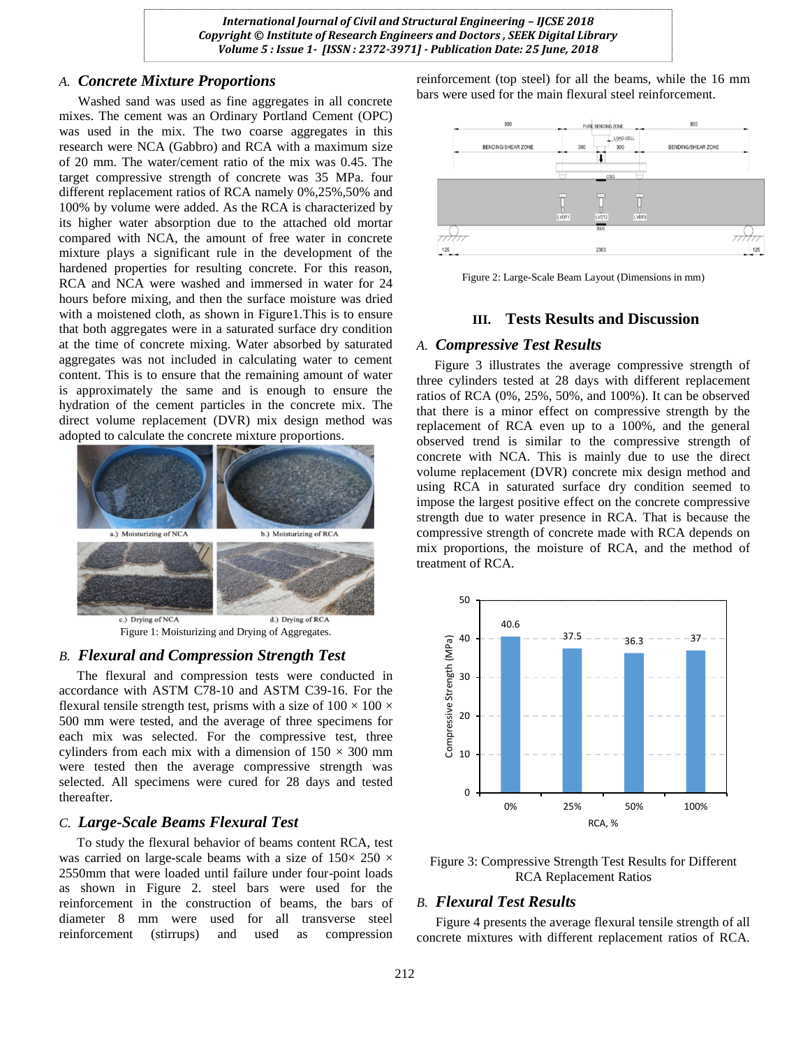### A. Concrete Mixture Proportions

Washed sand was used as fine aggregates in all concrete mixes. The cement was an Ordinary Portland Cement (OPC) was used in the mix. The two coarse aggregates in this research were NCA (Gabbro) and RCA with a maximum size of 20 mm. The water/cement ratio of the mix was 0.45. The target compressive strength of concrete was 35 MPa. four different replacement ratios of RCA namely 0%,25%,50% and 100% by volume were added. As the RCA is characterized by its higher water absorption due to the attached old mortar compared with NCA, the amount of free water in concrete mixture plays a significant rule in the development of the hardened properties for resulting concrete. For this reason, RCA and NCA were washed and immersed in water for 24 hours before mixing, and then the surface moisture was dried with a moistened cloth, as shown in Figure1.This is to ensure that both aggregates were in a saturated surface dry condition at the time of concrete mixing. Water absorbed by saturated aggregates was not included in calculating water to cement content. This is to ensure that the remaining amount of water is approximately the same and is enough to ensure the hydration of the cement particles in the concrete mix. The direct volume replacement (DVR) mix design method was adopted to calculate the concrete mixture proportions.

a.) Moisturizing of NCA b.) Moisturizing of RCA c.) Drying of NCA d.) Drying of RCA

Figure 1: Moisturizing and Drying of Aggregates.

### B. Flexural and Compression Strength Test

The flexural and compression tests were conducted in accordance with ASTM C78-10 and ASTM C39-16. For the flexural tensile strength test, prisms with a size of 100 × 100 × 500 mm were tested, and the average of three specimens for each mix was selected. For the compressive test, three cylinders from each mix with a dimension of 150 × 300 mm were tested then the average compressive strength was selected. All specimens were cured for 28 days and tested thereafter.

### C. Large-Scale Beams Flexural Test

To study the flexural behavior of beams content RCA, test was carried on large-scale beams with a size of 150× 250 × 2550mm that were loaded until failure under four-point loads as shown in Figure 2. steel bars were used for the reinforcement in the construction of beams, the bars of diameter 8 mm were used for all transverse steel reinforcement (stirrups) and used as compression reinforcement (top steel) for all the beams, while the 16 mm bars were used for the main flexural steel reinforcement.

Figure 2: Large-Scale Beam Layout (Dimensions in mm)

## III. Tests Results and Discussion

### A. Compressive Test Results

Figure 3 illustrates the average compressive strength of three cylinders tested at 28 days with different replacement ratios of RCA (0%, 25%, 50%, and 100%). It can be observed that there is a minor effect on compressive strength by the replacement of RCA even up to a 100%, and the general observed trend is similar to the compressive strength of concrete with NCA. This is mainly due to use the direct volume replacement (DVR) concrete mix design method and using RCA in saturated surface dry condition seemed to impose the largest positive effect on the concrete compressive strength due to water presence in RCA. That is because the compressive strength of concrete made with RCA depends on mix proportions, the moisture of RCA, and the method of treatment of RCA.

Figure 3: Compressive Strength Test Results for Different RCA Replacement Ratios

### B. Flexural Test Results

Figure 4 presents the average flexural tensile strength of all concrete mixtures with different replacement ratios of RCA.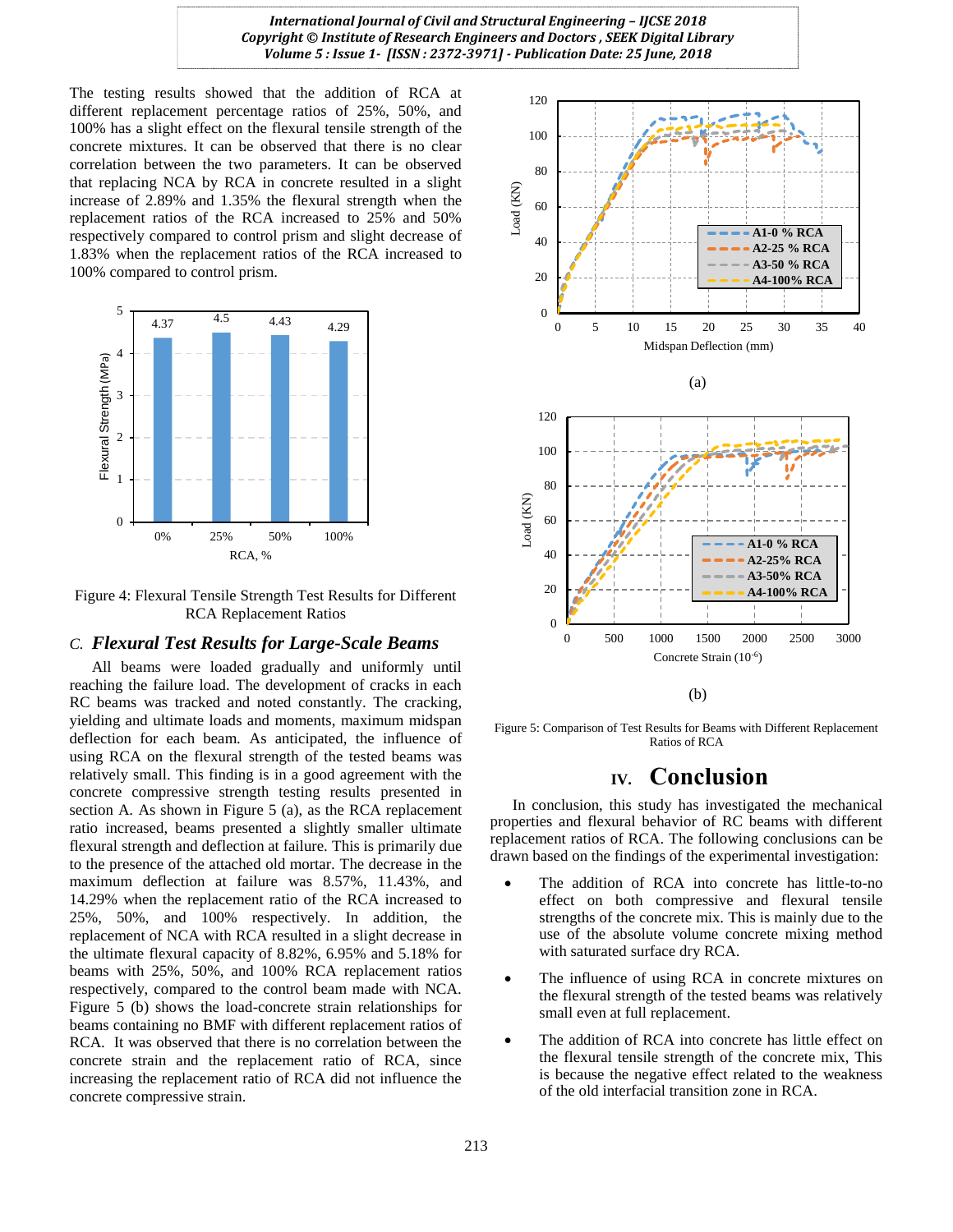The testing results showed that the addition of RCA at different replacement percentage ratios of 25%, 50%, and 100% has a slight effect on the flexural tensile strength of the concrete mixtures. It can be observed that there is no clear correlation between the two parameters. It can be observed that replacing NCA by RCA in concrete resulted in a slight increase of 2.89% and 1.35% the flexural strength when the replacement ratios of the RCA increased to 25% and 50% respectively compared to control prism and slight decrease of 1.83% when the replacement ratios of the RCA increased to 100% compared to control prism.

Figure 4: Flexural Tensile Strength Test Results for Different RCA Replacement Ratios

### *C. Flexural Test Results for Large-Scale Beams*

All beams were loaded gradually and uniformly until reaching the failure load. The development of cracks in each RC beams was tracked and noted constantly. The cracking, yielding and ultimate loads and moments, maximum midspan deflection for each beam. As anticipated, the influence of using RCA on the flexural strength of the tested beams was relatively small. This finding is in a good agreement with the concrete compressive strength testing results presented in section A. As shown in Figure 5 (a), as the RCA replacement ratio increased, beams presented a slightly smaller ultimate flexural strength and deflection at failure. This is primarily due to the presence of the attached old mortar. The decrease in the maximum deflection at failure was 8.57%, 11.43%, and 14.29% when the replacement ratio of the RCA increased to 25%, 50%, and 100% respectively. In addition, the replacement of NCA with RCA resulted in a slight decrease in the ultimate flexural capacity of 8.82%, 6.95% and 5.18% for beams with 25%, 50%, and 100% RCA replacement ratios respectively, compared to the control beam made with NCA. Figure 5 (b) shows the load-concrete strain relationships for beams containing no BMF with different replacement ratios of RCA. It was observed that there is no correlation between the concrete strain and the replacement ratio of RCA, since increasing the replacement ratio of RCA did not influence the concrete compressive strain.

(a)

(b)

Figure 5: Comparison of Test Results for Beams with Different Replacement Ratios of RCA

## IV. Conclusion

In conclusion, this study has investigated the mechanical properties and flexural behavior of RC beams with different replacement ratios of RCA. The following conclusions can be drawn based on the findings of the experimental investigation:

- The addition of RCA into concrete has little-to-no effect on both compressive and flexural tensile strengths of the concrete mix. This is mainly due to the use of the absolute volume concrete mixing method with saturated surface dry RCA.
- The influence of using RCA in concrete mixtures on the flexural strength of the tested beams was relatively small even at full replacement.
- The addition of RCA into concrete has little effect on the flexural tensile strength of the concrete mix, This is because the negative effect related to the weakness of the old interfacial transition zone in RCA.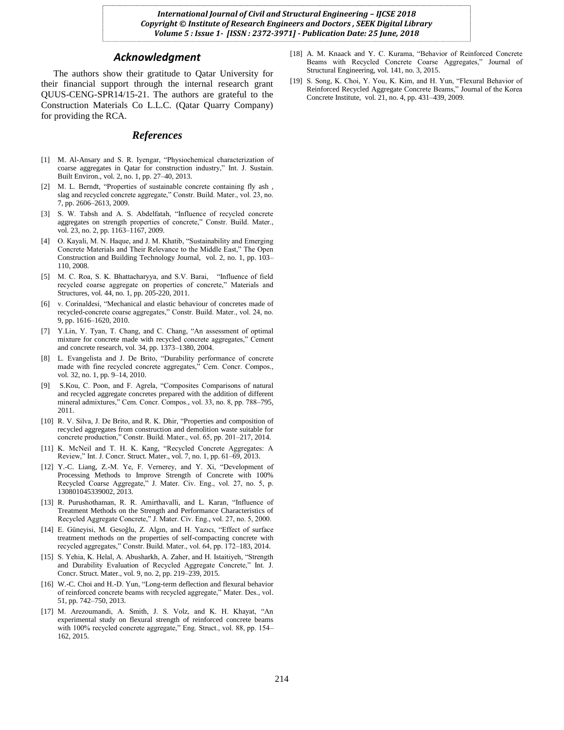## Acknowledgment

The authors show their gratitude to Qatar University for their financial support through the internal research grant QUUS-CENG-SPR14/15-21. The authors are grateful to the Construction Materials Co L.L.C. (Qatar Quarry Company) for providing the RCA.

## References

[1] M. Al-Ansary and S. R. Iyengar, “Physiochemical characterization of coarse aggregates in Qatar for construction industry,” Int. J. Sustain. Built Environ., vol. 2, no. 1, pp. 27–40, 2013.

[2] M. L. Berndt, “Properties of sustainable concrete containing fly ash , slag and recycled concrete aggregate,” Constr. Build. Mater., vol. 23, no. 7, pp. 2606–2613, 2009.

[3] S. W. Tabsh and A. S. Abdelfatah, “Influence of recycled concrete aggregates on strength properties of concrete,” Constr. Build. Mater., vol. 23, no. 2, pp. 1163–1167, 2009.

[4] O. Kayali, M. N. Haque, and J. M. Khatib, “Sustainability and Emerging Concrete Materials and Their Relevance to the Middle East,” The Open Construction and Building Technology Journal, vol. 2, no. 1, pp. 103–110, 2008.

[5] M. C. Roa, S. K. Bhattacharyya, and S.V. Barai, “Influence of field recycled coarse aggregate on properties of concrete,” Materials and Structures, vol. 44, no. 1, pp. 205-220, 2011.

[6] v. Corinaldesi, “Mechanical and elastic behaviour of concretes made of recycled-concrete coarse aggregates,” Constr. Build. Mater., vol. 24, no. 9, pp. 1616–1620, 2010.

[7] Y.Lin, Y. Tyan, T. Chang, and C. Chang, “An assessment of optimal mixture for concrete made with recycled concrete aggregates,” Cement and concrete research, vol. 34, pp. 1373–1380, 2004.

[8] L. Evangelista and J. De Brito, “Durability performance of concrete made with fine recycled concrete aggregates,” Cem. Concr. Compos., vol. 32, no. 1, pp. 9–14, 2010.

[9] S.Kou, C. Poon, and F. Agrela, “Composites Comparisons of natural and recycled aggregate concretes prepared with the addition of different mineral admixtures,” Cem. Concr. Compos., vol. 33, no. 8, pp. 788–795, 2011.

[10] R. V. Silva, J. De Brito, and R. K. Dhir, “Properties and composition of recycled aggregates from construction and demolition waste suitable for concrete production,” Constr. Build. Mater., vol. 65, pp. 201–217, 2014.

[11] K. McNeil and T. H. K. Kang, “Recycled Concrete Aggregates: A Review,” Int. J. Concr. Struct. Mater., vol. 7, no. 1, pp. 61–69, 2013.

[12] Y.-C. Liang, Z.-M. Ye, F. Vernerey, and Y. Xi, “Development of Processing Methods to Improve Strength of Concrete with 100% Recycled Coarse Aggregate,” J. Mater. Civ. Eng., vol. 27, no. 5, p. 130801045339002, 2013.

[13] R. Purushothaman, R. R. Amirthavalli, and L. Karan, “Influence of Treatment Methods on the Strength and Performance Characteristics of Recycled Aggregate Concrete,” J. Mater. Civ. Eng., vol. 27, no. 5, 2000.

[14] E. Güneyisi, M. Gesoğlu, Z. Algın, and H. Yazıcı, “Effect of surface treatment methods on the properties of self-compacting concrete with recycled aggregates,” Constr. Build. Mater., vol. 64, pp. 172–183, 2014.

[15] S. Yehia, K. Helal, A. Abusharkh, A. Zaher, and H. Istaitiyeh, “Strength and Durability Evaluation of Recycled Aggregate Concrete,” Int. J. Concr. Struct. Mater., vol. 9, no. 2, pp. 219–239, 2015.

[16] W.-C. Choi and H.-D. Yun, “Long-term deflection and flexural behavior of reinforced concrete beams with recycled aggregate,” Mater. Des., vol. 51, pp. 742–750, 2013.

[17] M. Arezoumandi, A. Smith, J. S. Volz, and K. H. Khayat, “An experimental study on flexural strength of reinforced concrete beams with 100% recycled concrete aggregate,” Eng. Struct., vol. 88, pp. 154–162, 2015.

[18] A. M. Knaack and Y. C. Kurama, “Behavior of Reinforced Concrete Beams with Recycled Concrete Coarse Aggregates,” Journal of Structural Engineering, vol. 141, no. 3, 2015.

[19] S. Song, K. Choi, Y. You, K. Kim, and H. Yun, “Flexural Behavior of Reinforced Recycled Aggregate Concrete Beams,” Journal of the Korea Concrete Institute, vol. 21, no. 4, pp. 431–439, 2009.